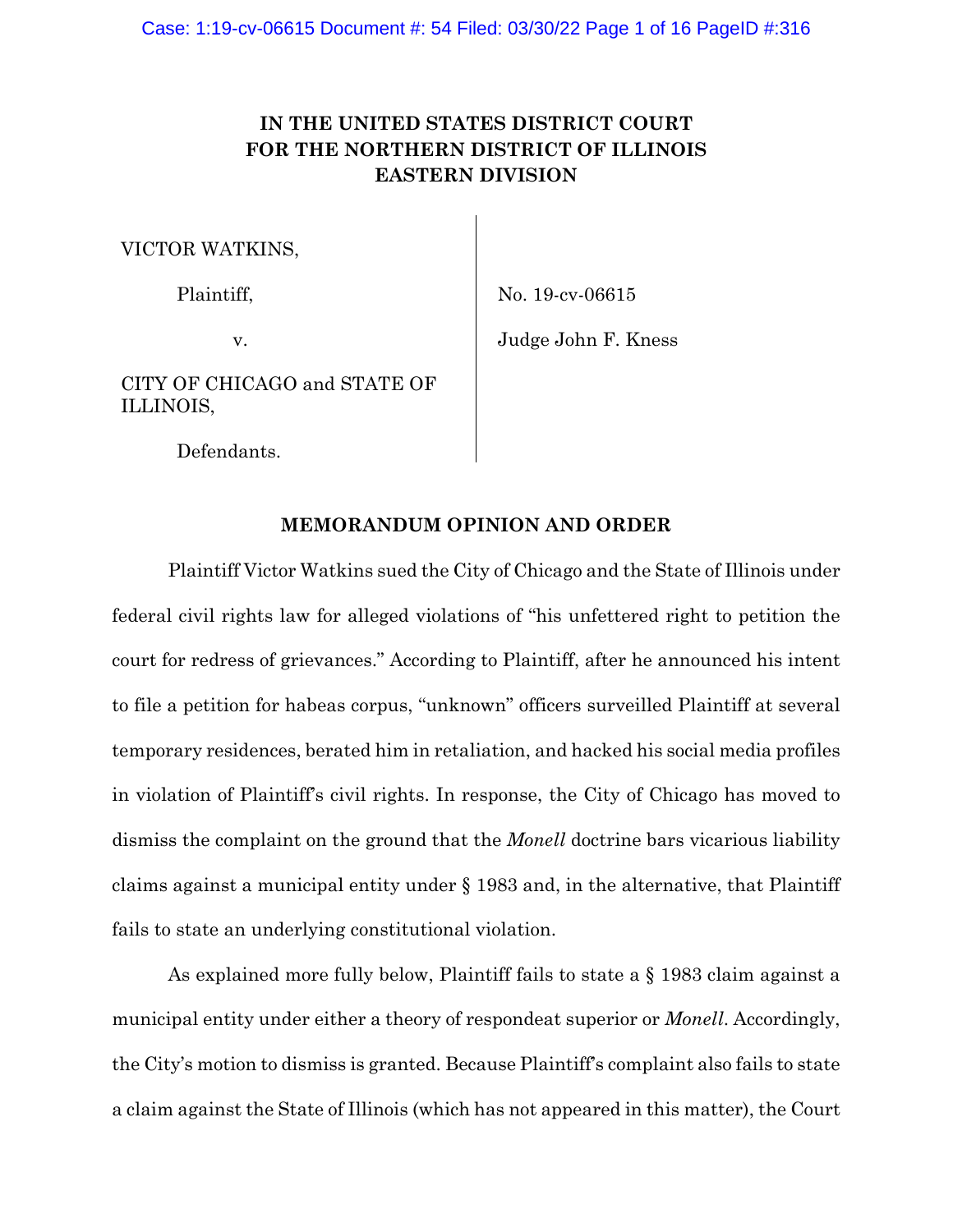**IN THE UNITED STATES DISTRICT COURT FOR THE NORTHERN DISTRICT OF ILLINOIS EASTERN DIVISION**

VICTOR WATKINS,

Plaintiff,

v.

CITY OF CHICAGO and STATE OF ILLINOIS,

Defendants.

No. 19-cv-06615

Judge John F. Kness

## MEMORANDUM OPINION AND ORDER

Plaintiff Victor Watkins sued the City of Chicago and the State of Illinois under federal civil rights law for alleged violations of "his unfettered right to petition the court for redress of grievances." According to Plaintiff, after he announced his intent to file a petition for habeas corpus, "unknown" officers surveilled Plaintiff at several temporary residences, berated him in retaliation, and hacked his social media profiles in violation of Plaintiff's civil rights. In response, the City of Chicago has moved to dismiss the complaint on the ground that the *Monell* doctrine bars vicarious liability claims against a municipal entity under § 1983 and, in the alternative, that Plaintiff fails to state an underlying constitutional violation.

As explained more fully below, Plaintiff fails to state a § 1983 claim against a municipal entity under either a theory of respondeat superior or *Monell*. Accordingly, the City's motion to dismiss is granted. Because Plaintiff's complaint also fails to state a claim against the State of Illinois (which has not appeared in this matter), the Court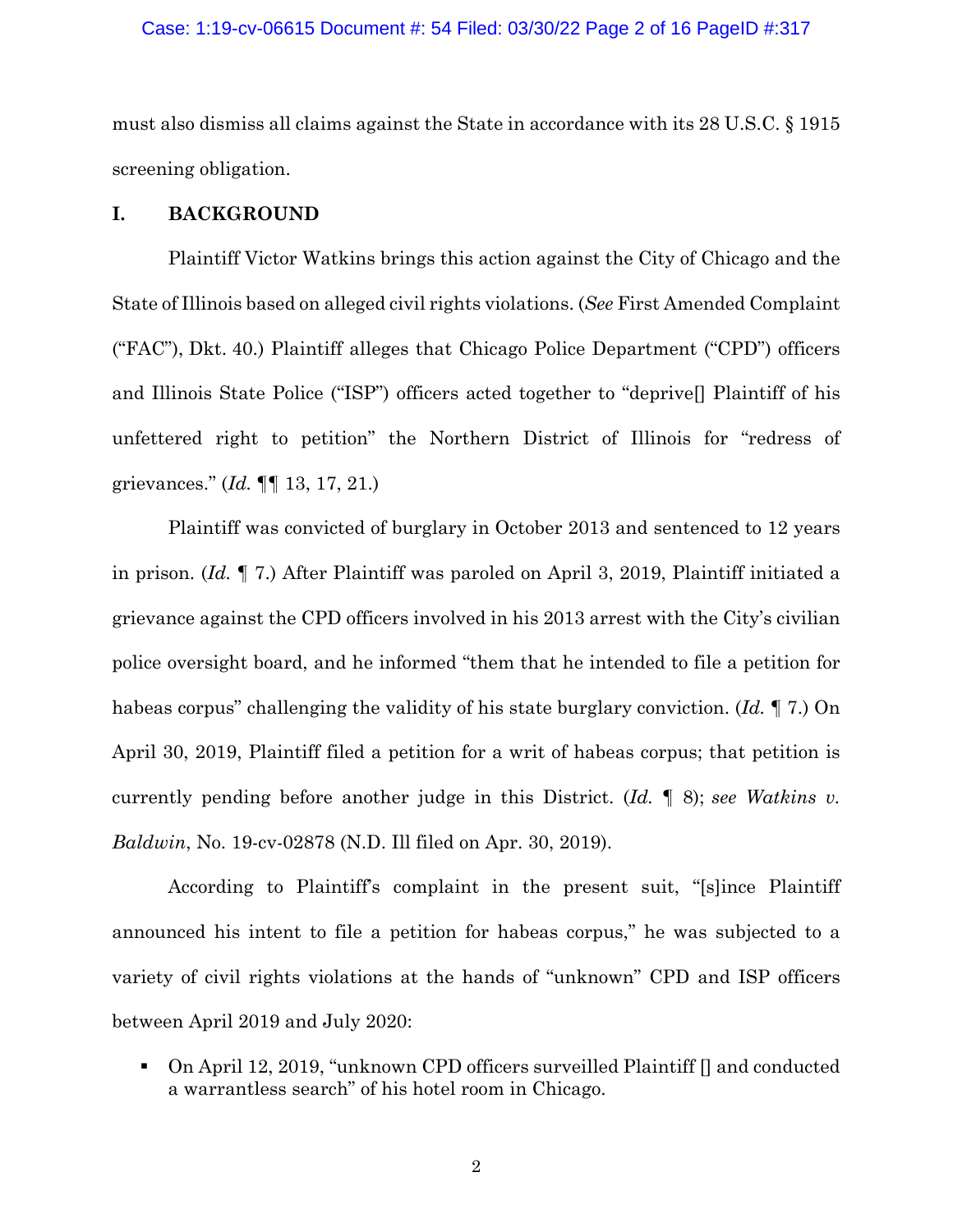must also dismiss all claims against the State in accordance with its 28 U.S.C. § 1915 screening obligation.

## I. BACKGROUND

Plaintiff Victor Watkins brings this action against the City of Chicago and the State of Illinois based on alleged civil rights violations. (*See* First Amended Complaint ("FAC"), Dkt. 40.) Plaintiff alleges that Chicago Police Department ("CPD") officers and Illinois State Police ("ISP") officers acted together to "deprive[] Plaintiff of his unfettered right to petition" the Northern District of Illinois for "redress of grievances." (*Id.* ¶¶ 13, 17, 21.)

Plaintiff was convicted of burglary in October 2013 and sentenced to 12 years in prison. (*Id.* ¶ 7.) After Plaintiff was paroled on April 3, 2019, Plaintiff initiated a grievance against the CPD officers involved in his 2013 arrest with the City's civilian police oversight board, and he informed "them that he intended to file a petition for habeas corpus" challenging the validity of his state burglary conviction. (*Id.* ¶ 7.) On April 30, 2019, Plaintiff filed a petition for a writ of habeas corpus; that petition is currently pending before another judge in this District. (*Id.* ¶ 8); *see Watkins v. Baldwin*, No. 19-cv-02878 (N.D. Ill filed on Apr. 30, 2019).

According to Plaintiff's complaint in the present suit, "[s]ince Plaintiff announced his intent to file a petition for habeas corpus," he was subjected to a variety of civil rights violations at the hands of "unknown" CPD and ISP officers between April 2019 and July 2020:

- On April 12, 2019, "unknown CPD officers surveilled Plaintiff [] and conducted a warrantless search" of his hotel room in Chicago.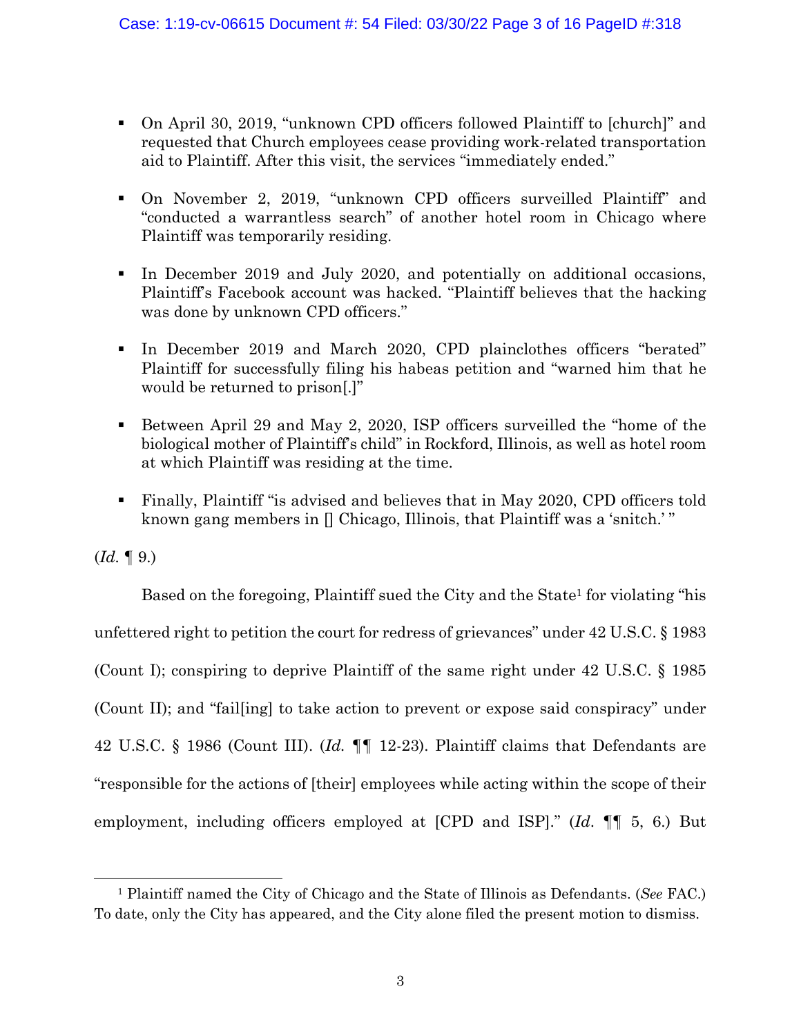- On April 30, 2019, "unknown CPD officers followed Plaintiff to [church]" and requested that Church employees cease providing work-related transportation aid to Plaintiff. After this visit, the services "immediately ended."

- On November 2, 2019, "unknown CPD officers surveilled Plaintiff" and "conducted a warrantless search" of another hotel room in Chicago where Plaintiff was temporarily residing.

- In December 2019 and July 2020, and potentially on additional occasions, Plaintiff's Facebook account was hacked. "Plaintiff believes that the hacking was done by unknown CPD officers."

- In December 2019 and March 2020, CPD plainclothes officers "berated" Plaintiff for successfully filing his habeas petition and "warned him that he would be returned to prison[.]"

- Between April 29 and May 2, 2020, ISP officers surveilled the "home of the biological mother of Plaintiff's child" in Rockford, Illinois, as well as hotel room at which Plaintiff was residing at the time.

- Finally, Plaintiff "is advised and believes that in May 2020, CPD officers told known gang members in [] Chicago, Illinois, that Plaintiff was a 'snitch.' "

(*Id.* ¶ 9.)

Based on the foregoing, Plaintiff sued the City and the State[1] for violating "his unfettered right to petition the court for redress of grievances" under 42 U.S.C. § 1983 (Count I); conspiring to deprive Plaintiff of the same right under 42 U.S.C. § 1985 (Count II); and "fail[ing] to take action to prevent or expose said conspiracy" under 42 U.S.C. § 1986 (Count III). (*Id.* ¶¶ 12-23). Plaintiff claims that Defendants are "responsible for the actions of [their] employees while acting within the scope of their employment, including officers employed at [CPD and ISP]." (*Id.* ¶¶ 5, 6.) But

---

[1] Plaintiff named the City of Chicago and the State of Illinois as Defendants. (*See* FAC.) To date, only the City has appeared, and the City alone filed the present motion to dismiss.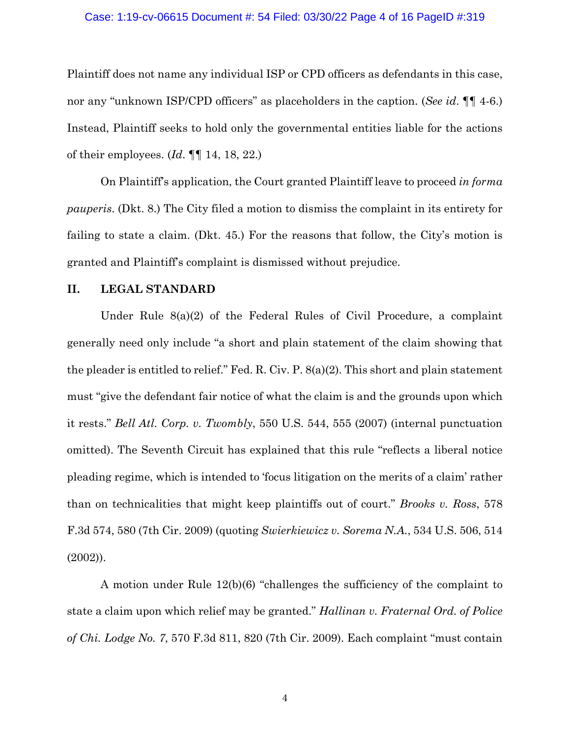Plaintiff does not name any individual ISP or CPD officers as defendants in this case, nor any "unknown ISP/CPD officers" as placeholders in the caption. (*See id.* ¶¶ 4-6.) Instead, Plaintiff seeks to hold only the governmental entities liable for the actions of their employees. (*Id.* ¶¶ 14, 18, 22.)

On Plaintiff's application, the Court granted Plaintiff leave to proceed *in forma pauperis*. (Dkt. 8.) The City filed a motion to dismiss the complaint in its entirety for failing to state a claim. (Dkt. 45.) For the reasons that follow, the City's motion is granted and Plaintiff's complaint is dismissed without prejudice.

## II. LEGAL STANDARD

Under Rule 8(a)(2) of the Federal Rules of Civil Procedure, a complaint generally need only include "a short and plain statement of the claim showing that the pleader is entitled to relief." Fed. R. Civ. P. 8(a)(2). This short and plain statement must "give the defendant fair notice of what the claim is and the grounds upon which it rests." *Bell Atl. Corp. v. Twombly*, 550 U.S. 544, 555 (2007) (internal punctuation omitted). The Seventh Circuit has explained that this rule "reflects a liberal notice pleading regime, which is intended to 'focus litigation on the merits of a claim' rather than on technicalities that might keep plaintiffs out of court." *Brooks v. Ross*, 578 F.3d 574, 580 (7th Cir. 2009) (quoting *Swierkiewicz v. Sorema N.A.*, 534 U.S. 506, 514 (2002)).

A motion under Rule 12(b)(6) "challenges the sufficiency of the complaint to state a claim upon which relief may be granted." *Hallinan v. Fraternal Ord. of Police of Chi. Lodge No. 7*, 570 F.3d 811, 820 (7th Cir. 2009). Each complaint "must contain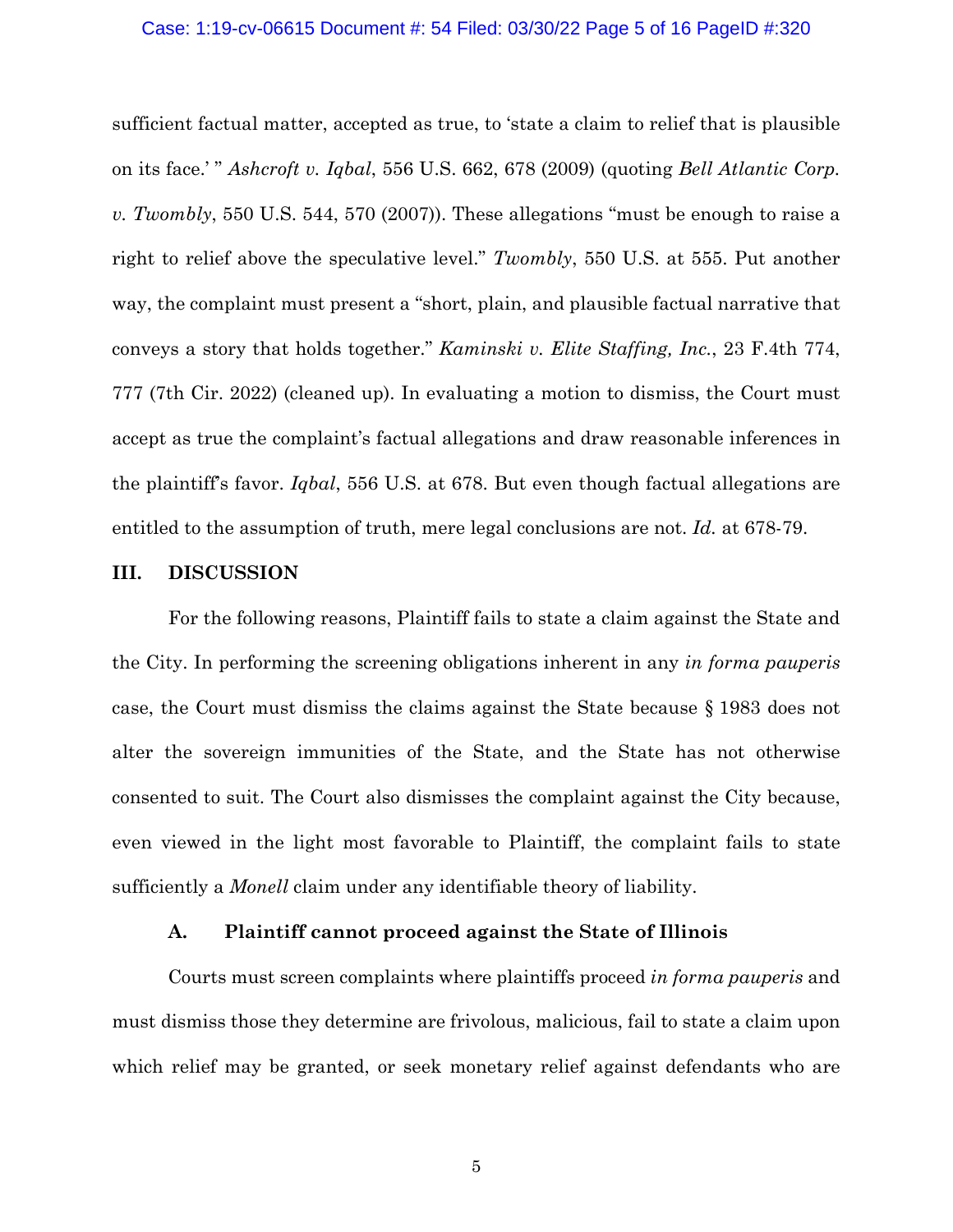sufficient factual matter, accepted as true, to 'state a claim to relief that is plausible on its face.' " *Ashcroft v. Iqbal*, 556 U.S. 662, 678 (2009) (quoting *Bell Atlantic Corp. v. Twombly*, 550 U.S. 544, 570 (2007)). These allegations "must be enough to raise a right to relief above the speculative level." *Twombly*, 550 U.S. at 555. Put another way, the complaint must present a "short, plain, and plausible factual narrative that conveys a story that holds together." *Kaminski v. Elite Staffing, Inc.*, 23 F.4th 774, 777 (7th Cir. 2022) (cleaned up). In evaluating a motion to dismiss, the Court must accept as true the complaint's factual allegations and draw reasonable inferences in the plaintiff's favor. *Iqbal*, 556 U.S. at 678. But even though factual allegations are entitled to the assumption of truth, mere legal conclusions are not. *Id.* at 678-79.

## III. DISCUSSION

For the following reasons, Plaintiff fails to state a claim against the State and the City. In performing the screening obligations inherent in any *in forma pauperis* case, the Court must dismiss the claims against the State because § 1983 does not alter the sovereign immunities of the State, and the State has not otherwise consented to suit. The Court also dismisses the complaint against the City because, even viewed in the light most favorable to Plaintiff, the complaint fails to state sufficiently a *Monell* claim under any identifiable theory of liability.

### A. Plaintiff cannot proceed against the State of Illinois

Courts must screen complaints where plaintiffs proceed *in forma pauperis* and must dismiss those they determine are frivolous, malicious, fail to state a claim upon which relief may be granted, or seek monetary relief against defendants who are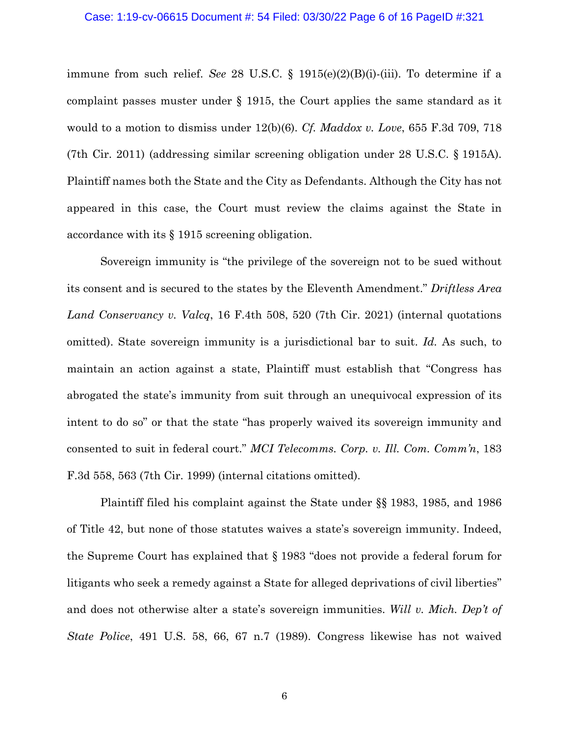immune from such relief. *See* 28 U.S.C. § 1915(e)(2)(B)(i)-(iii). To determine if a complaint passes muster under § 1915, the Court applies the same standard as it would to a motion to dismiss under 12(b)(6). *Cf. Maddox v. Love*, 655 F.3d 709, 718 (7th Cir. 2011) (addressing similar screening obligation under 28 U.S.C. § 1915A). Plaintiff names both the State and the City as Defendants. Although the City has not appeared in this case, the Court must review the claims against the State in accordance with its § 1915 screening obligation.

Sovereign immunity is "the privilege of the sovereign not to be sued without its consent and is secured to the states by the Eleventh Amendment." *Driftless Area Land Conservancy v. Valcq*, 16 F.4th 508, 520 (7th Cir. 2021) (internal quotations omitted). State sovereign immunity is a jurisdictional bar to suit. *Id.* As such, to maintain an action against a state, Plaintiff must establish that "Congress has abrogated the state's immunity from suit through an unequivocal expression of its intent to do so" or that the state "has properly waived its sovereign immunity and consented to suit in federal court." *MCI Telecomms. Corp. v. Ill. Com. Comm'n*, 183 F.3d 558, 563 (7th Cir. 1999) (internal citations omitted).

Plaintiff filed his complaint against the State under §§ 1983, 1985, and 1986 of Title 42, but none of those statutes waives a state's sovereign immunity. Indeed, the Supreme Court has explained that § 1983 "does not provide a federal forum for litigants who seek a remedy against a State for alleged deprivations of civil liberties" and does not otherwise alter a state's sovereign immunities. *Will v. Mich. Dep't of State Police*, 491 U.S. 58, 66, 67 n.7 (1989). Congress likewise has not waived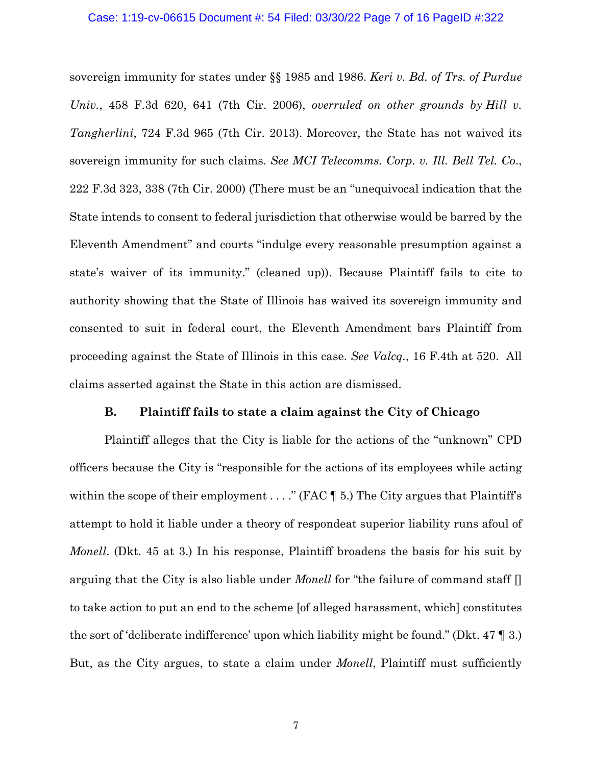sovereign immunity for states under §§ 1985 and 1986. *Keri v. Bd. of Trs. of Purdue Univ.*, 458 F.3d 620, 641 (7th Cir. 2006), *overruled on other grounds by Hill v. Tangherlini*, 724 F.3d 965 (7th Cir. 2013). Moreover, the State has not waived its sovereign immunity for such claims. *See MCI Telecomms. Corp. v. Ill. Bell Tel. Co.*, 222 F.3d 323, 338 (7th Cir. 2000) (There must be an "unequivocal indication that the State intends to consent to federal jurisdiction that otherwise would be barred by the Eleventh Amendment" and courts "indulge every reasonable presumption against a state's waiver of its immunity." (cleaned up)). Because Plaintiff fails to cite to authority showing that the State of Illinois has waived its sovereign immunity and consented to suit in federal court, the Eleventh Amendment bars Plaintiff from proceeding against the State of Illinois in this case. *See Valcq.*, 16 F.4th at 520. All claims asserted against the State in this action are dismissed.

### B. Plaintiff fails to state a claim against the City of Chicago

Plaintiff alleges that the City is liable for the actions of the "unknown" CPD officers because the City is "responsible for the actions of its employees while acting within the scope of their employment . . . ." (FAC ¶ 5.) The City argues that Plaintiff's attempt to hold it liable under a theory of respondeat superior liability runs afoul of *Monell*. (Dkt. 45 at 3.) In his response, Plaintiff broadens the basis for his suit by arguing that the City is also liable under *Monell* for "the failure of command staff [] to take action to put an end to the scheme [of alleged harassment, which] constitutes the sort of 'deliberate indifference' upon which liability might be found." (Dkt. 47 ¶ 3.) But, as the City argues, to state a claim under *Monell*, Plaintiff must sufficiently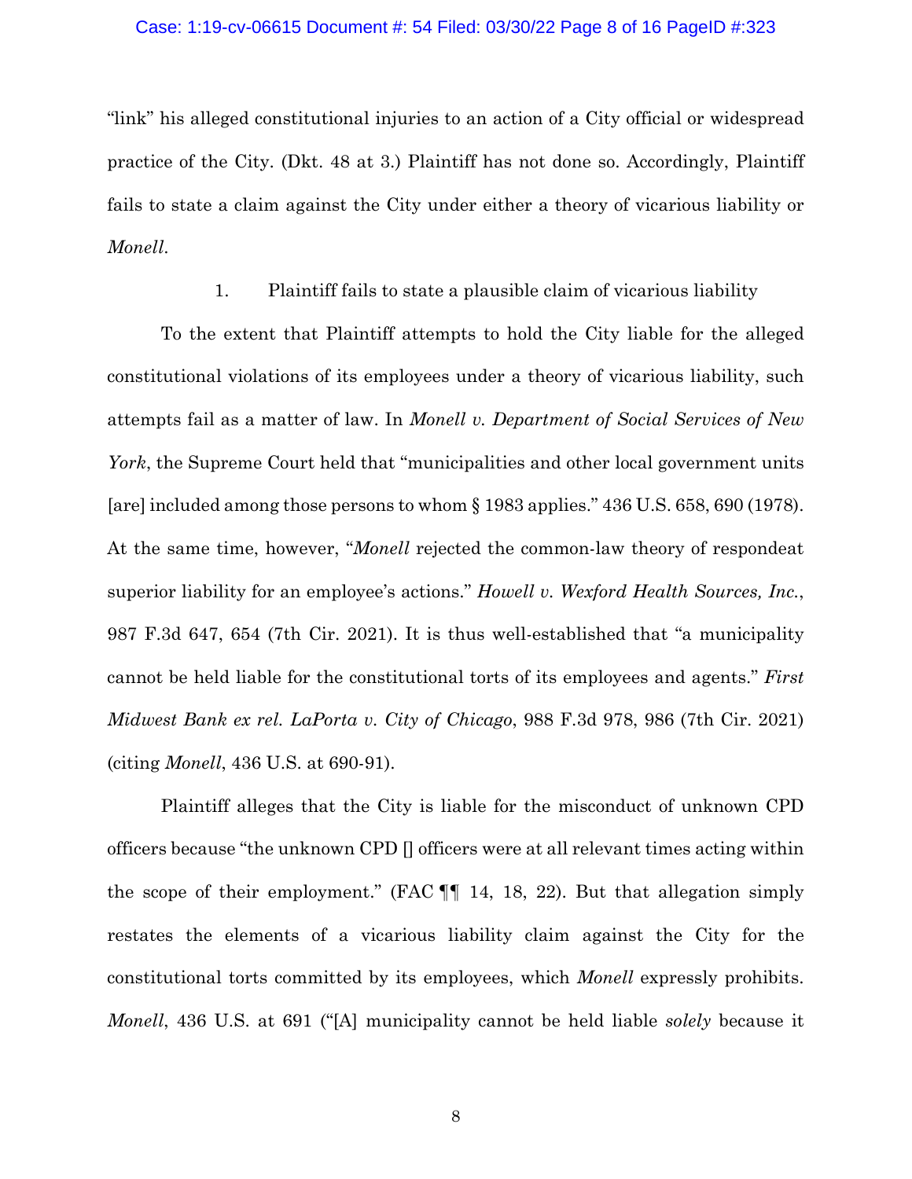"link" his alleged constitutional injuries to an action of a City official or widespread practice of the City. (Dkt. 48 at 3.) Plaintiff has not done so. Accordingly, Plaintiff fails to state a claim against the City under either a theory of vicarious liability or *Monell*.

1. Plaintiff fails to state a plausible claim of vicarious liability

To the extent that Plaintiff attempts to hold the City liable for the alleged constitutional violations of its employees under a theory of vicarious liability, such attempts fail as a matter of law. In *Monell v. Department of Social Services of New York*, the Supreme Court held that "municipalities and other local government units [are] included among those persons to whom § 1983 applies." 436 U.S. 658, 690 (1978). At the same time, however, "*Monell* rejected the common-law theory of respondeat superior liability for an employee's actions." *Howell v. Wexford Health Sources, Inc.*, 987 F.3d 647, 654 (7th Cir. 2021). It is thus well-established that "a municipality cannot be held liable for the constitutional torts of its employees and agents." *First Midwest Bank ex rel. LaPorta v. City of Chicago*, 988 F.3d 978, 986 (7th Cir. 2021) (citing *Monell*, 436 U.S. at 690-91).

Plaintiff alleges that the City is liable for the misconduct of unknown CPD officers because "the unknown CPD [] officers were at all relevant times acting within the scope of their employment." (FAC ¶¶ 14, 18, 22). But that allegation simply restates the elements of a vicarious liability claim against the City for the constitutional torts committed by its employees, which *Monell* expressly prohibits. *Monell*, 436 U.S. at 691 ("[A] municipality cannot be held liable *solely* because it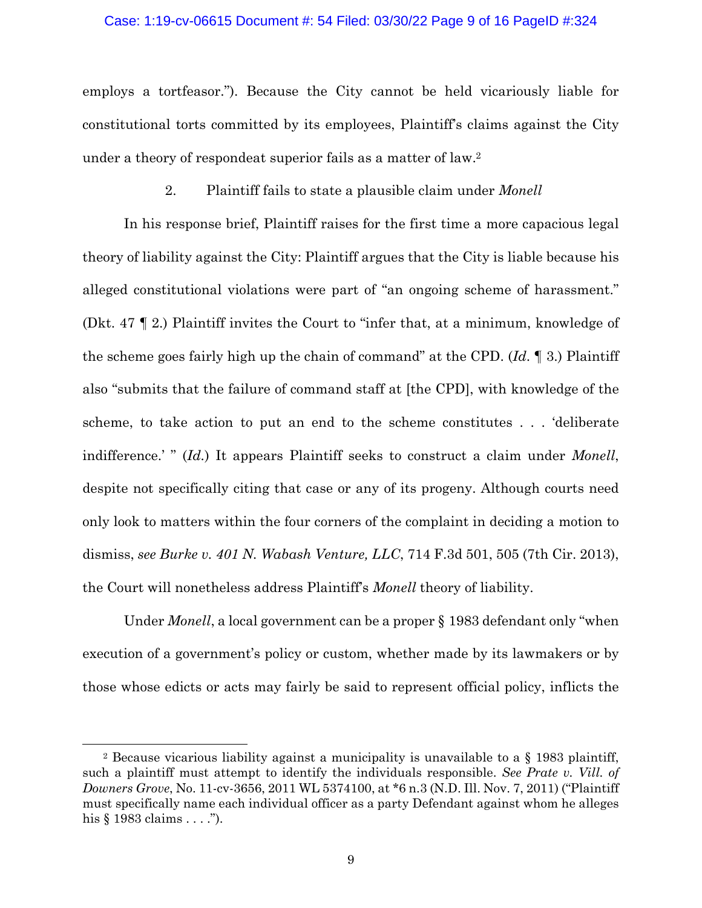employs a tortfeasor."). Because the City cannot be held vicariously liable for constitutional torts committed by its employees, Plaintiff's claims against the City under a theory of respondeat superior fails as a matter of law.[2]

2. Plaintiff fails to state a plausible claim under *Monell*

In his response brief, Plaintiff raises for the first time a more capacious legal theory of liability against the City: Plaintiff argues that the City is liable because his alleged constitutional violations were part of "an ongoing scheme of harassment." (Dkt. 47 ¶ 2.) Plaintiff invites the Court to "infer that, at a minimum, knowledge of the scheme goes fairly high up the chain of command" at the CPD. (*Id.* ¶ 3.) Plaintiff also "submits that the failure of command staff at [the CPD], with knowledge of the scheme, to take action to put an end to the scheme constitutes . . . 'deliberate indifference.' " (*Id.*) It appears Plaintiff seeks to construct a claim under *Monell*, despite not specifically citing that case or any of its progeny. Although courts need only look to matters within the four corners of the complaint in deciding a motion to dismiss, *see Burke v. 401 N. Wabash Venture, LLC*, 714 F.3d 501, 505 (7th Cir. 2013), the Court will nonetheless address Plaintiff's *Monell* theory of liability.

Under *Monell*, a local government can be a proper § 1983 defendant only "when execution of a government's policy or custom, whether made by its lawmakers or by those whose edicts or acts may fairly be said to represent official policy, inflicts the

[2] Because vicarious liability against a municipality is unavailable to a § 1983 plaintiff, such a plaintiff must attempt to identify the individuals responsible. *See Prate v. Vill. of Downers Grove*, No. 11-cv-3656, 2011 WL 5374100, at *6 n.3 (N.D. Ill. Nov. 7, 2011) ("Plaintiff must specifically name each individual officer as a party Defendant against whom he alleges his § 1983 claims . . . .").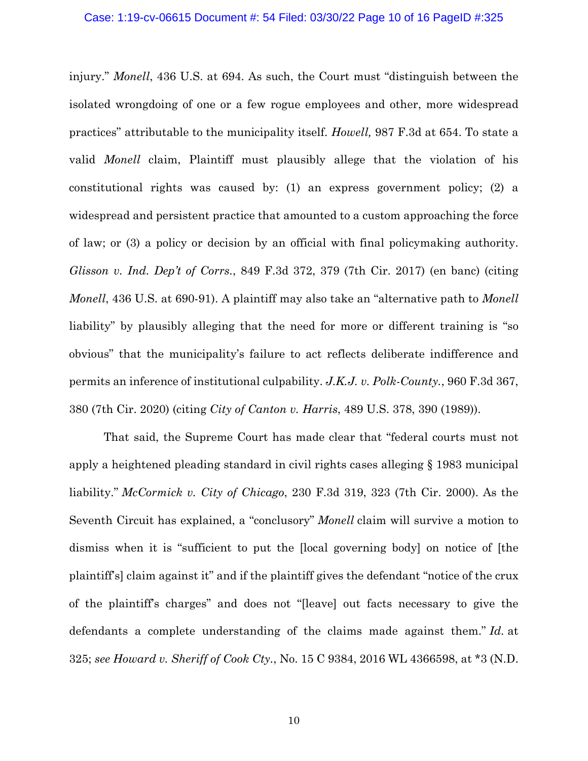injury." *Monell*, 436 U.S. at 694. As such, the Court must "distinguish between the isolated wrongdoing of one or a few rogue employees and other, more widespread practices" attributable to the municipality itself. *Howell,* 987 F.3d at 654. To state a valid *Monell* claim, Plaintiff must plausibly allege that the violation of his constitutional rights was caused by: (1) an express government policy; (2) a widespread and persistent practice that amounted to a custom approaching the force of law; or (3) a policy or decision by an official with final policymaking authority. *Glisson v. Ind. Dep't of Corrs.*, 849 F.3d 372, 379 (7th Cir. 2017) (en banc) (citing *Monell*, 436 U.S. at 690-91). A plaintiff may also take an "alternative path to *Monell* liability" by plausibly alleging that the need for more or different training is "so obvious" that the municipality's failure to act reflects deliberate indifference and permits an inference of institutional culpability. *J.K.J. v. Polk-County.*, 960 F.3d 367, 380 (7th Cir. 2020) (citing *City of Canton v. Harris*, 489 U.S. 378, 390 (1989)).

That said, the Supreme Court has made clear that "federal courts must not apply a heightened pleading standard in civil rights cases alleging § 1983 municipal liability." *McCormick v. City of Chicago*, 230 F.3d 319, 323 (7th Cir. 2000). As the Seventh Circuit has explained, a "conclusory" *Monell* claim will survive a motion to dismiss when it is "sufficient to put the [local governing body] on notice of [the plaintiff's] claim against it" and if the plaintiff gives the defendant "notice of the crux of the plaintiff's charges" and does not "[leave] out facts necessary to give the defendants a complete understanding of the claims made against them." *Id.* at 325; *see Howard v. Sheriff of Cook Cty.*, No. 15 C 9384, 2016 WL 4366598, at *3 (N.D.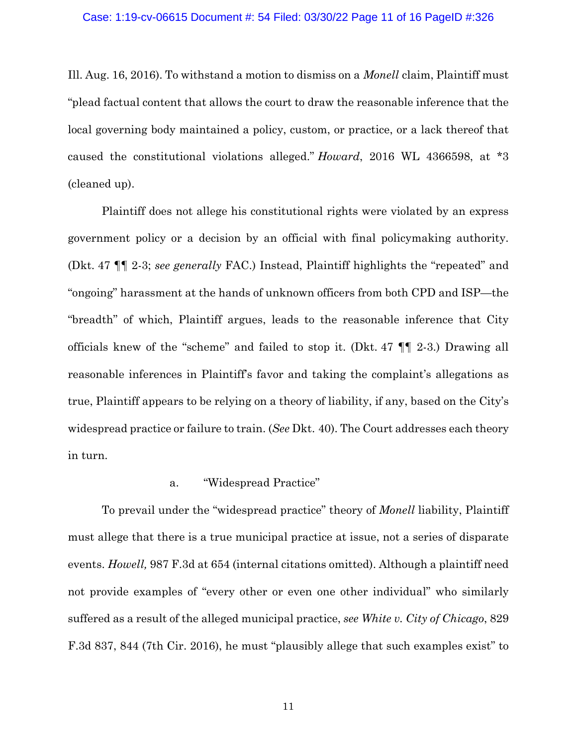Ill. Aug. 16, 2016). To withstand a motion to dismiss on a *Monell* claim, Plaintiff must "plead factual content that allows the court to draw the reasonable inference that the local governing body maintained a policy, custom, or practice, or a lack thereof that caused the constitutional violations alleged." *Howard*, 2016 WL 4366598, at *3 (cleaned up).

Plaintiff does not allege his constitutional rights were violated by an express government policy or a decision by an official with final policymaking authority. (Dkt. 47 ¶¶ 2-3; *see generally* FAC.) Instead, Plaintiff highlights the "repeated" and "ongoing" harassment at the hands of unknown officers from both CPD and ISP—the "breadth" of which, Plaintiff argues, leads to the reasonable inference that City officials knew of the "scheme" and failed to stop it. (Dkt. 47 ¶¶ 2-3.) Drawing all reasonable inferences in Plaintiff's favor and taking the complaint's allegations as true, Plaintiff appears to be relying on a theory of liability, if any, based on the City's widespread practice or failure to train. (*See* Dkt. 40). The Court addresses each theory in turn.

a. "Widespread Practice"

To prevail under the "widespread practice" theory of *Monell* liability, Plaintiff must allege that there is a true municipal practice at issue, not a series of disparate events. *Howell,* 987 F.3d at 654 (internal citations omitted). Although a plaintiff need not provide examples of "every other or even one other individual" who similarly suffered as a result of the alleged municipal practice, *see White v. City of Chicago*, 829 F.3d 837, 844 (7th Cir. 2016), he must "plausibly allege that such examples exist" to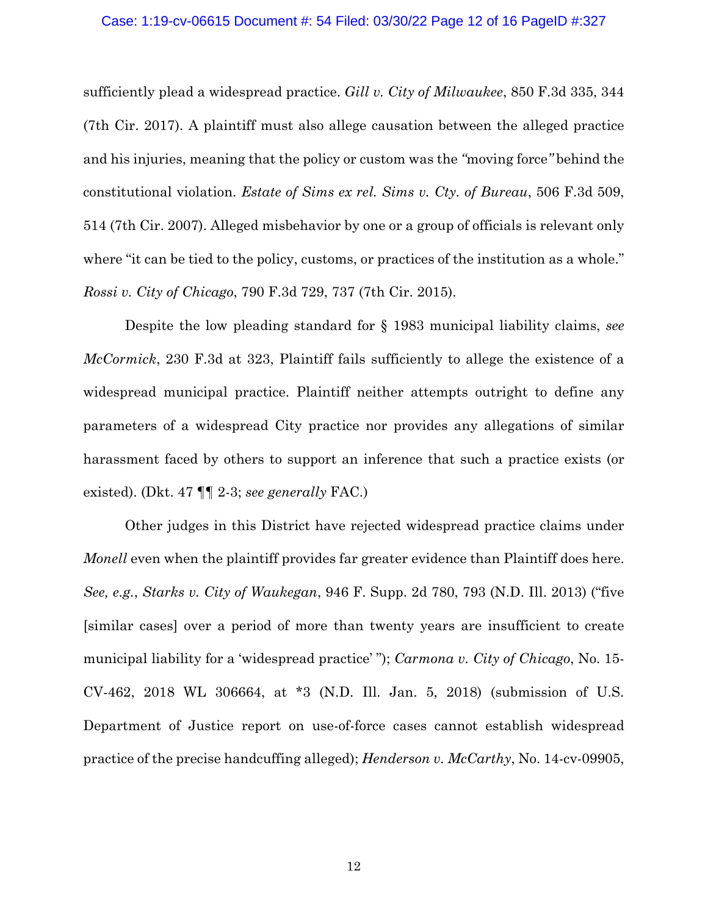sufficiently plead a widespread practice. *Gill v. City of Milwaukee*, 850 F.3d 335, 344 (7th Cir. 2017). A plaintiff must also allege causation between the alleged practice and his injuries, meaning that the policy or custom was the "moving force" behind the constitutional violation. *Estate of Sims ex rel. Sims v. Cty. of Bureau*, 506 F.3d 509, 514 (7th Cir. 2007). Alleged misbehavior by one or a group of officials is relevant only where "it can be tied to the policy, customs, or practices of the institution as a whole." *Rossi v. City of Chicago*, 790 F.3d 729, 737 (7th Cir. 2015).

Despite the low pleading standard for § 1983 municipal liability claims, *see McCormick*, 230 F.3d at 323, Plaintiff fails sufficiently to allege the existence of a widespread municipal practice. Plaintiff neither attempts outright to define any parameters of a widespread City practice nor provides any allegations of similar harassment faced by others to support an inference that such a practice exists (or existed). (Dkt. 47 ¶¶ 2-3; *see generally* FAC.)

Other judges in this District have rejected widespread practice claims under *Monell* even when the plaintiff provides far greater evidence than Plaintiff does here. *See, e.g.*, *Starks v. City of Waukegan*, 946 F. Supp. 2d 780, 793 (N.D. Ill. 2013) ("five [similar cases] over a period of more than twenty years are insufficient to create municipal liability for a 'widespread practice' "); *Carmona v. City of Chicago*, No. 15-CV-462, 2018 WL 306664, at *3 (N.D. Ill. Jan. 5, 2018) (submission of U.S. Department of Justice report on use-of-force cases cannot establish widespread practice of the precise handcuffing alleged); *Henderson v. McCarthy*, No. 14-cv-09905,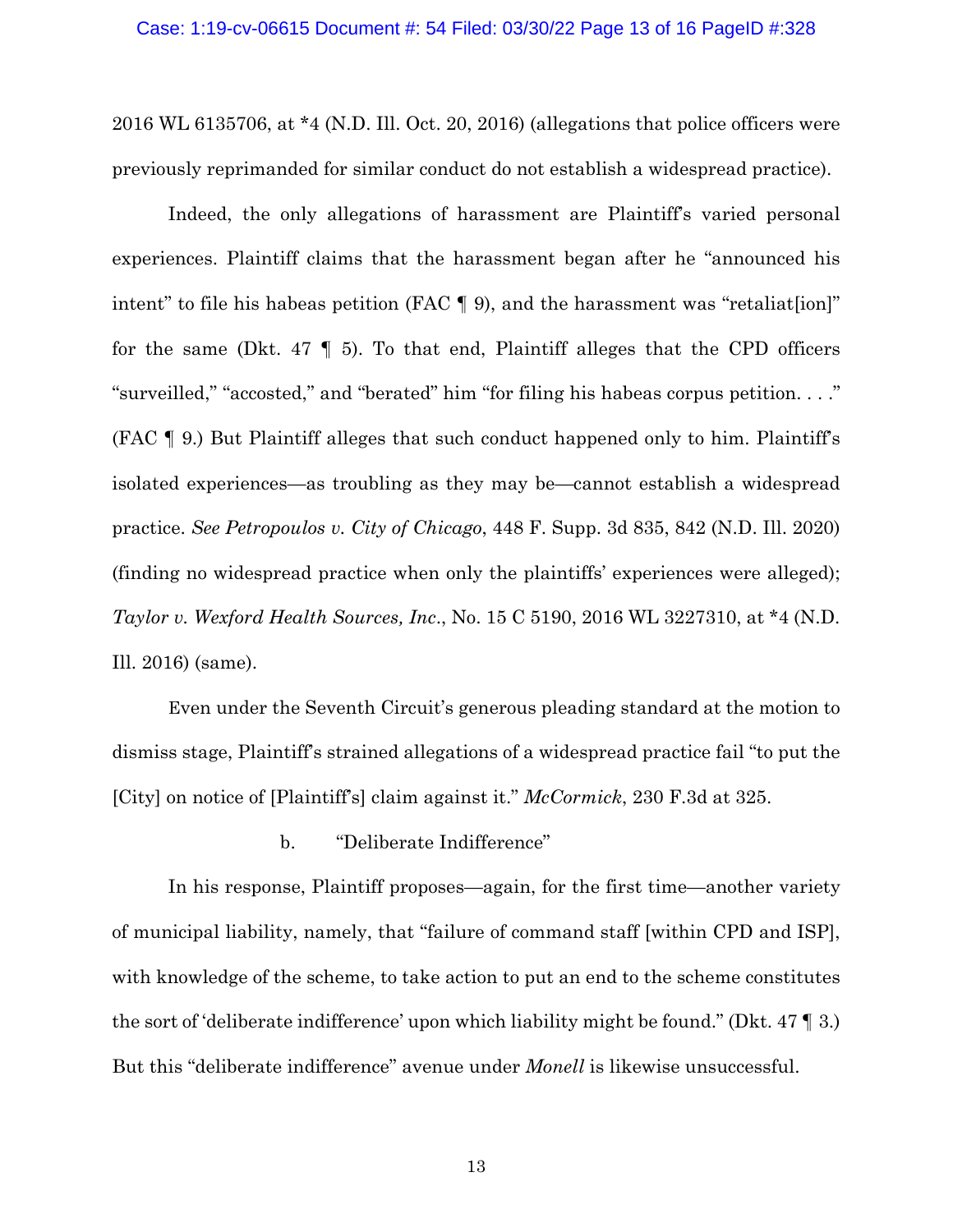2016 WL 6135706, at *4 (N.D. Ill. Oct. 20, 2016) (allegations that police officers were previously reprimanded for similar conduct do not establish a widespread practice).

Indeed, the only allegations of harassment are Plaintiff's varied personal experiences. Plaintiff claims that the harassment began after he "announced his intent" to file his habeas petition (FAC ¶ 9), and the harassment was "retaliat[ion]" for the same (Dkt. 47 ¶ 5). To that end, Plaintiff alleges that the CPD officers "surveilled," "accosted," and "berated" him "for filing his habeas corpus petition. . . ." (FAC ¶ 9.) But Plaintiff alleges that such conduct happened only to him. Plaintiff's isolated experiences—as troubling as they may be—cannot establish a widespread practice. *See Petropoulos v. City of Chicago*, 448 F. Supp. 3d 835, 842 (N.D. Ill. 2020) (finding no widespread practice when only the plaintiffs' experiences were alleged); *Taylor v. Wexford Health Sources, Inc.*, No. 15 C 5190, 2016 WL 3227310, at *4 (N.D. Ill. 2016) (same).

Even under the Seventh Circuit's generous pleading standard at the motion to dismiss stage, Plaintiff's strained allegations of a widespread practice fail "to put the [City] on notice of [Plaintiff's] claim against it." *McCormick*, 230 F.3d at 325.

b. "Deliberate Indifference"

In his response, Plaintiff proposes—again, for the first time—another variety of municipal liability, namely, that "failure of command staff [within CPD and ISP], with knowledge of the scheme, to take action to put an end to the scheme constitutes the sort of 'deliberate indifference' upon which liability might be found." (Dkt. 47 ¶ 3.) But this "deliberate indifference" avenue under *Monell* is likewise unsuccessful.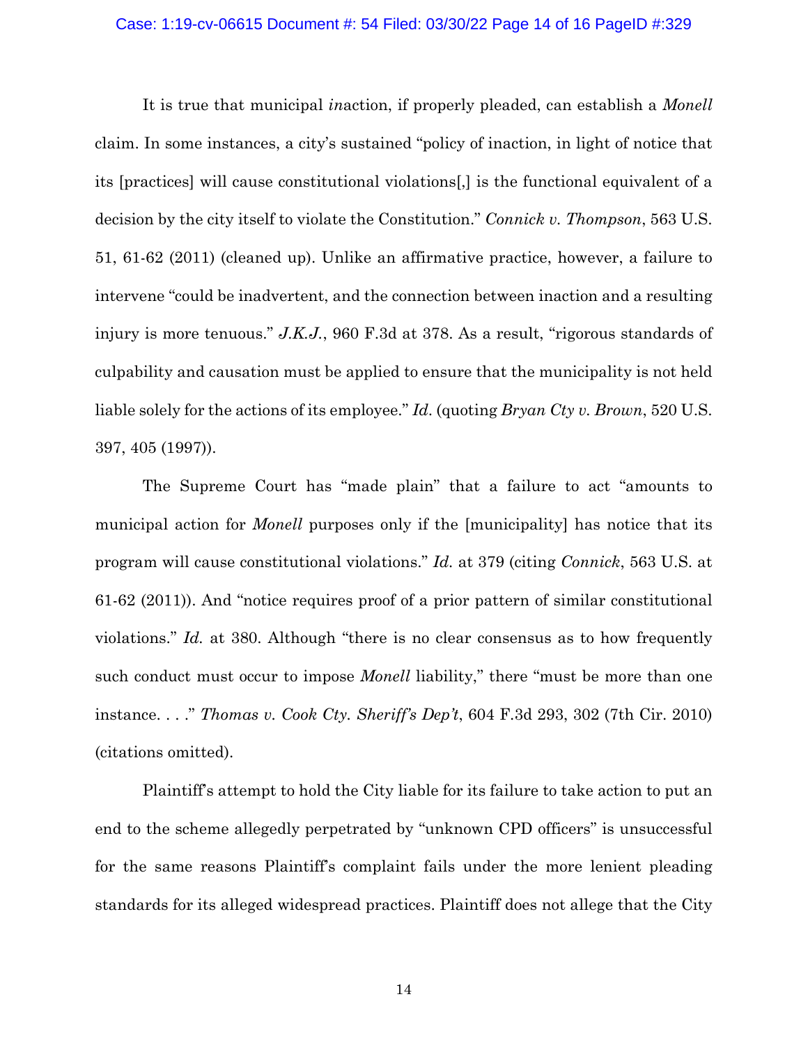It is true that municipal *in*action, if properly pleaded, can establish a *Monell* claim. In some instances, a city's sustained "policy of inaction, in light of notice that its [practices] will cause constitutional violations[,] is the functional equivalent of a decision by the city itself to violate the Constitution." *Connick v. Thompson*, 563 U.S. 51, 61-62 (2011) (cleaned up). Unlike an affirmative practice, however, a failure to intervene "could be inadvertent, and the connection between inaction and a resulting injury is more tenuous." *J.K.J.*, 960 F.3d at 378. As a result, "rigorous standards of culpability and causation must be applied to ensure that the municipality is not held liable solely for the actions of its employee." *Id.* (quoting *Bryan Cty v. Brown*, 520 U.S. 397, 405 (1997)).

The Supreme Court has "made plain" that a failure to act "amounts to municipal action for *Monell* purposes only if the [municipality] has notice that its program will cause constitutional violations." *Id.* at 379 (citing *Connick*, 563 U.S. at 61-62 (2011)). And "notice requires proof of a prior pattern of similar constitutional violations." *Id.* at 380. Although "there is no clear consensus as to how frequently such conduct must occur to impose *Monell* liability," there "must be more than one instance. . . ." *Thomas v. Cook Cty. Sheriff's Dep't*, 604 F.3d 293, 302 (7th Cir. 2010) (citations omitted).

Plaintiff's attempt to hold the City liable for its failure to take action to put an end to the scheme allegedly perpetrated by "unknown CPD officers" is unsuccessful for the same reasons Plaintiff's complaint fails under the more lenient pleading standards for its alleged widespread practices. Plaintiff does not allege that the City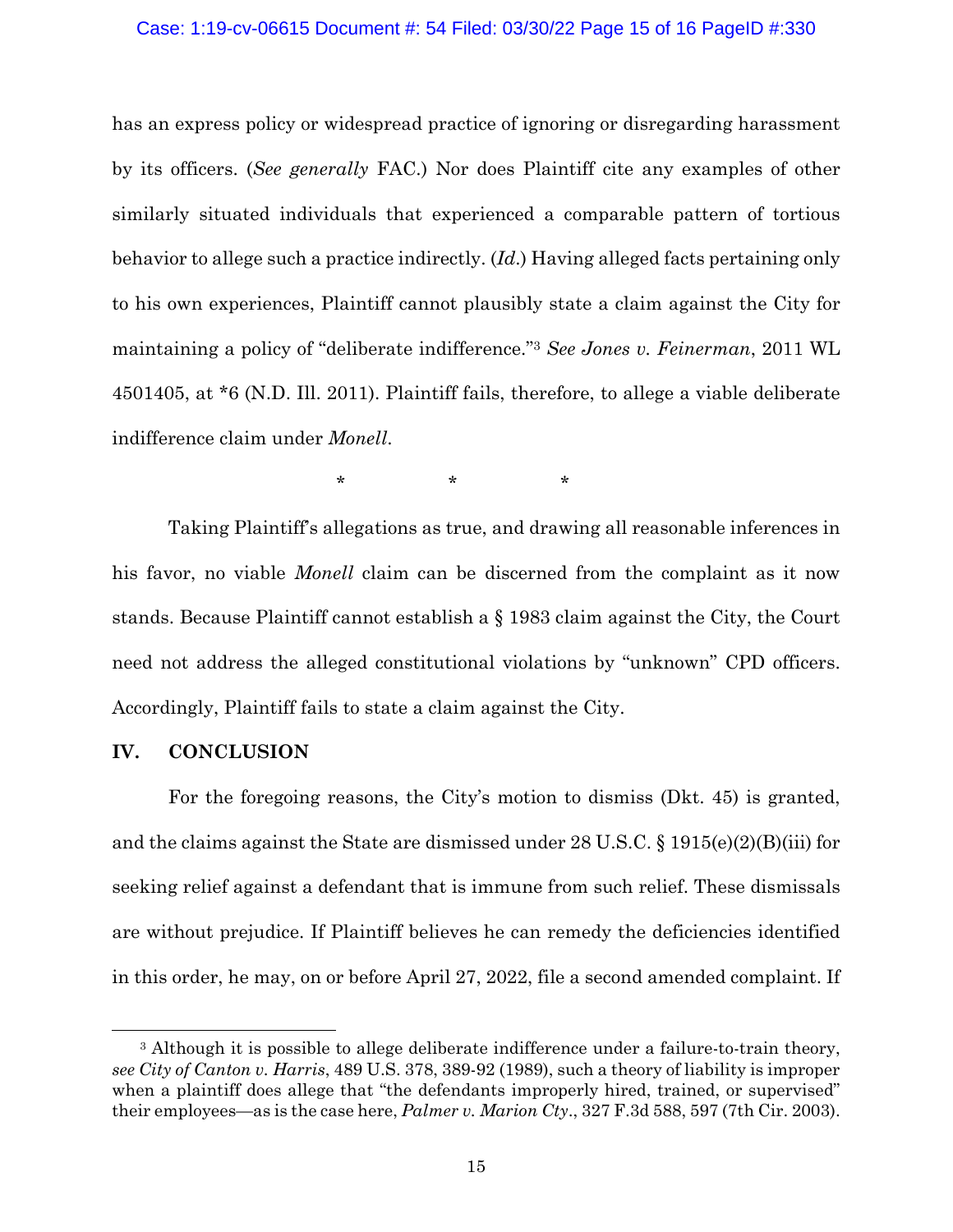has an express policy or widespread practice of ignoring or disregarding harassment by its officers. (*See generally* FAC.) Nor does Plaintiff cite any examples of other similarly situated individuals that experienced a comparable pattern of tortious behavior to allege such a practice indirectly. (*Id*.) Having alleged facts pertaining only to his own experiences, Plaintiff cannot plausibly state a claim against the City for maintaining a policy of "deliberate indifference."[3] *See Jones v. Feinerman*, 2011 WL 4501405, at *6 (N.D. Ill. 2011). Plaintiff fails, therefore, to allege a viable deliberate indifference claim under *Monell*.

\* \* \*

Taking Plaintiff's allegations as true, and drawing all reasonable inferences in his favor, no viable *Monell* claim can be discerned from the complaint as it now stands. Because Plaintiff cannot establish a § 1983 claim against the City, the Court need not address the alleged constitutional violations by "unknown" CPD officers. Accordingly, Plaintiff fails to state a claim against the City.

## IV. CONCLUSION

For the foregoing reasons, the City's motion to dismiss (Dkt. 45) is granted, and the claims against the State are dismissed under 28 U.S.C. § 1915(e)(2)(B)(iii) for seeking relief against a defendant that is immune from such relief. These dismissals are without prejudice. If Plaintiff believes he can remedy the deficiencies identified in this order, he may, on or before April 27, 2022, file a second amended complaint. If

---

[3] Although it is possible to allege deliberate indifference under a failure-to-train theory, *see City of Canton v. Harris*, 489 U.S. 378, 389-92 (1989), such a theory of liability is improper when a plaintiff does allege that "the defendants improperly hired, trained, or supervised" their employees—as is the case here, *Palmer v. Marion Cty*., 327 F.3d 588, 597 (7th Cir. 2003).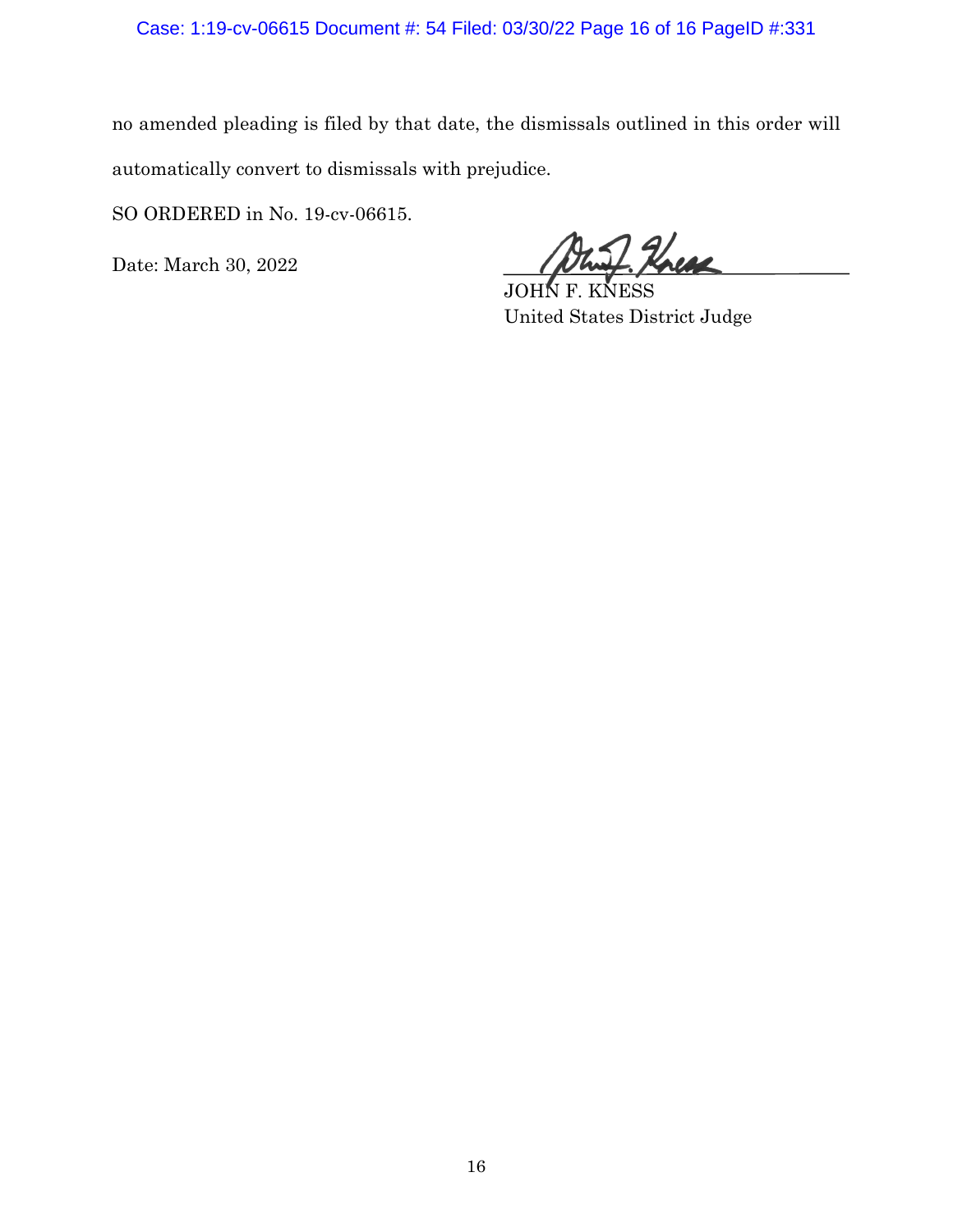no amended pleading is filed by that date, the dismissals outlined in this order will automatically convert to dismissals with prejudice.

SO ORDERED in No. 19-cv-06615.

Date: March 30, 2022

JOHN F. KNESS
United States District Judge